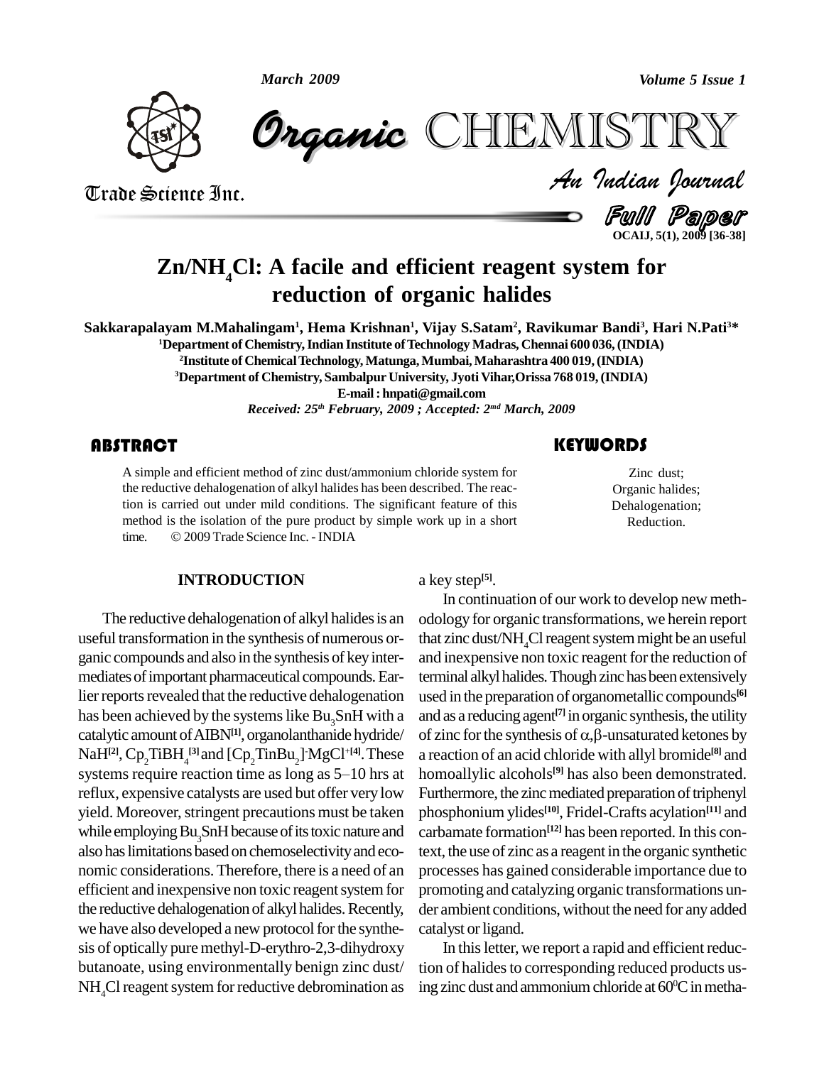# $Zn/NH_4Cl$: A facile and efficient reagent system for reduction of organic halides

**Sakkarapalayam M.Mahalingam[1], Hema Krishnan[1], Vijay S.Satam[2], Ravikumar Bandi[3], Hari N.Pati[3]***

[1]Department of Chemistry, Indian Institute of Technology Madras, Chennai 600 036, (INDIA)

[2]Institute of Chemical Technology, Matunga, Mumbai, Maharashtra 400 019, (INDIA)

[3]Department of Chemistry, Sambalpur University, Jyoti Vihar, Orissa 768 019, (INDIA)

E-mail : hnpati@gmail.com

*Received: 25th February, 2009 ; Accepted: 2md March, 2009*

## ABSTRACT

A simple and efficient method of zinc dust/ammonium chloride system for the reductive dehalogenation of alkyl halides has been described. The reaction is carried out under mild conditions. The significant feature of this method is the isolation of the pure product by simple work up in a short time. © 2009 Trade Science Inc. - INDIA

## KEYWORDS

Zinc dust;
Organic halides;
Dehalogenation;
Reduction.

## INTRODUCTION

The reductive dehalogenation of alkyl halides is an useful transformation in the synthesis of numerous organic compounds and also in the synthesis of key intermediates of important pharmaceutical compounds. Earlier reports revealed that the reductive dehalogenation has been achieved by the systems like $Bu_3SnH$ with a catalytic amount of AIBN[1], organolanthanide hydride/NaH[2], $Cp_2TiBH_4$[3] and $[Cp_2TinBu_2]^-MgCl^+$[4]. These systems require reaction time as long as 5–10 hrs at reflux, expensive catalysts are used but offer very low yield. Moreover, stringent precautions must be taken while employing $Bu_3SnH$ because of its toxic nature and also has limitations based on chemoselectivity and economic considerations. Therefore, there is a need of an efficient and inexpensive non toxic reagent system for the reductive dehalogenation of alkyl halides. Recently, we have also developed a new protocol for the synthesis of optically pure methyl-D-erythro-2,3-dihydroxy butanoate, using environmentally benign zinc dust/$NH_4Cl$ reagent system for reductive debromination as a key step[5].

In continuation of our work to develop new methodology for organic transformations, we herein report that zinc dust/$NH_4Cl$ reagent system might be an useful and inexpensive non toxic reagent for the reduction of terminal alkyl halides. Though zinc has been extensively used in the preparation of organometallic compounds[6] and as a reducing agent[7] in organic synthesis, the utility of zinc for the synthesis of $\alpha,\beta$-unsaturated ketones by a reaction of an acid chloride with allyl bromide[8] and homoallylic alcohols[9] has also been demonstrated. Furthermore, the zinc mediated preparation of triphenyl phosphonium ylides[10], Fridel-Crafts acylation[11] and carbamate formation[12] has been reported. In this context, the use of zinc as a reagent in the organic synthetic processes has gained considerable importance due to promoting and catalyzing organic transformations under ambient conditions, without the need for any added catalyst or ligand.

In this letter, we report a rapid and efficient reduction of halides to corresponding reduced products using zinc dust and ammonium chloride at $60^0C$ in metha-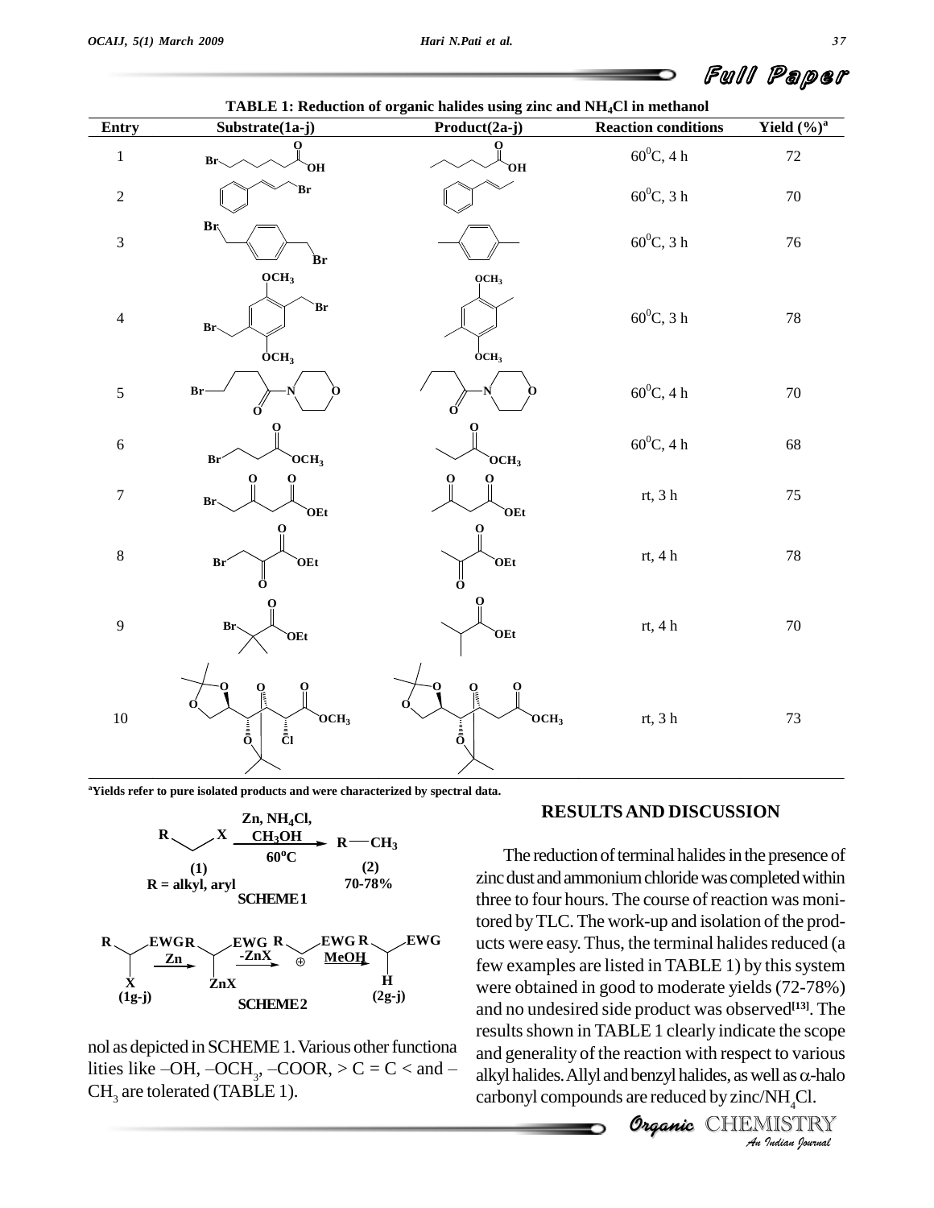**TABLE 1: Reduction of organic halides using zinc and $NH_4Cl$ in methanol**

| Entry | Substrate(1a-j) | Product(2a-j) | Reaction conditions | Yield (%)[a] |
|---|---|---|---|---|
| 1 | | | $60^0C$, 4 h | 72 |
| 2 | | | $60^0C$, 3 h | 70 |
| 3 | | | $60^0C$, 3 h | 76 |
| 4 | | | $60^0C$, 3 h | 78 |
| 5 | | | $60^0C$, 4 h | 70 |
| 6 | | | $60^0C$, 4 h | 68 |
| 7 | | | rt, 3 h | 75 |
| 8 | | | rt, 4 h | 78 |
| 9 | | | rt, 4 h | 70 |
| 10 | | | rt, 3 h | 73 |

[a]Yields refer to pure isolated products and were characterized by spectral data.

SCHEME 1

SCHEME 2

nol as depicted in SCHEME 1. Various other functionalities like –OH, $–OCH_3$, –COOR, > C = C < and $–CH_3$ are tolerated (TABLE 1).

## RESULTS AND DISCUSSION

The reduction of terminal halides in the presence of zinc dust and ammonium chloride was completed within three to four hours. The course of reaction was monitored by TLC. The work-up and isolation of the products were easy. Thus, the terminal halides reduced (a few examples are listed in TABLE 1) by this system were obtained in good to moderate yields (72-78%) and no undesired side product was observed[13]. The results shown in TABLE 1 clearly indicate the scope and generality of the reaction with respect to various alkyl halides. Allyl and benzyl halides, as well as α-halo carbonyl compounds are reduced by zinc/$NH_4Cl$.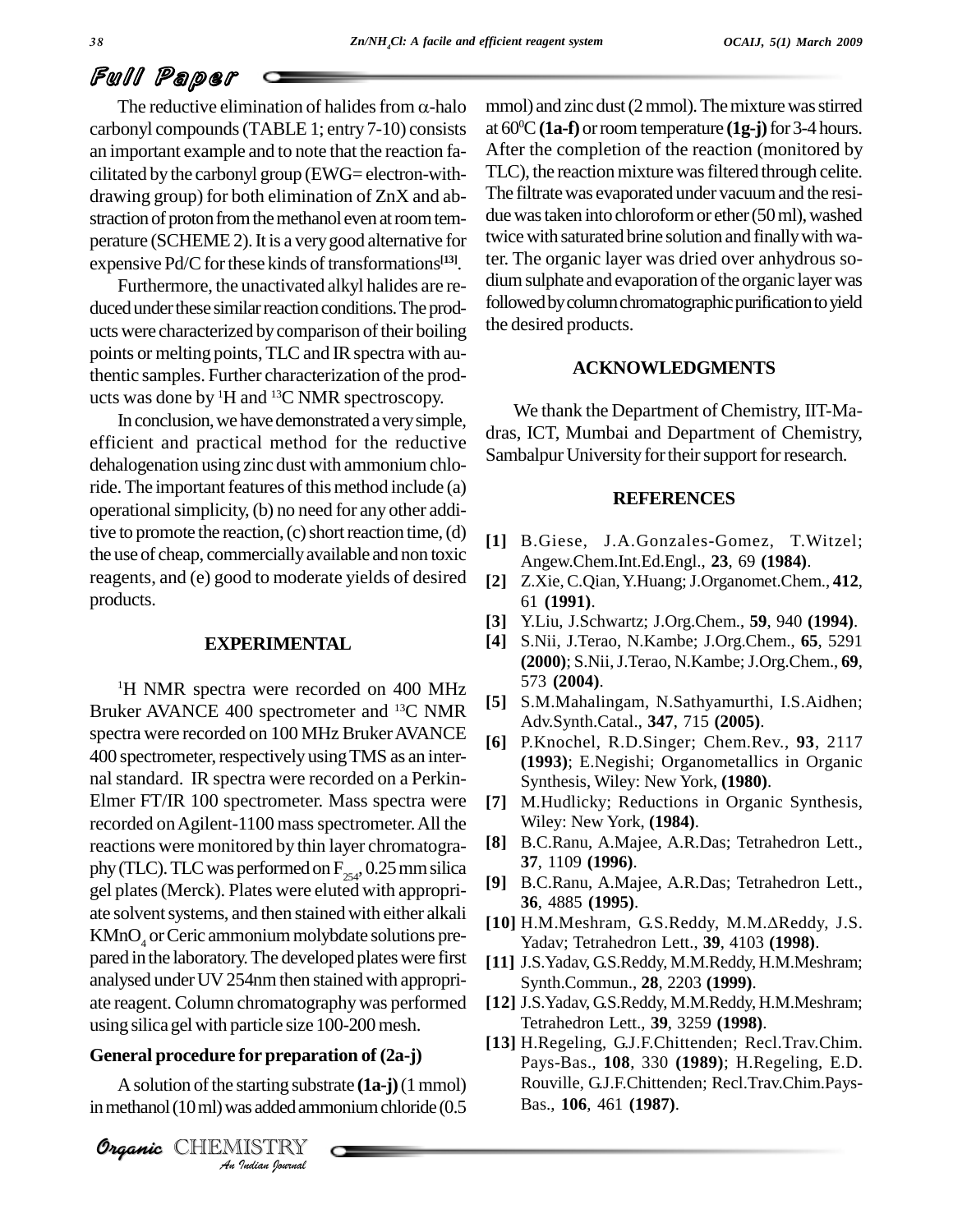The reductive elimination of halides from α-halo carbonyl compounds (TABLE 1; entry 7-10) consists an important example and to note that the reaction facilitated by the carbonyl group (EWG= electron-withdrawing group) for both elimination of ZnX and abstraction of proton from the methanol even at room temperature (SCHEME 2). It is a very good alternative for expensive Pd/C for these kinds of transformations[13].

Furthermore, the unactivated alkyl halides are reduced under these similar reaction conditions. The products were characterized by comparison of their boiling points or melting points, TLC and IR spectra with authentic samples. Further characterization of the products was done by $^{1}$H and $^{13}$C NMR spectroscopy.

In conclusion, we have demonstrated a very simple, efficient and practical method for the reductive dehalogenation using zinc dust with ammonium chloride. The important features of this method include (a) operational simplicity, (b) no need for any other additive to promote the reaction, (c) short reaction time, (d) the use of cheap, commercially available and non toxic reagents, and (e) good to moderate yields of desired products.

## EXPERIMENTAL

$^{1}$H NMR spectra were recorded on 400 MHz Bruker AVANCE 400 spectrometer and $^{13}$C NMR spectra were recorded on 100 MHz Bruker AVANCE 400 spectrometer, respectively using TMS as an internal standard. IR spectra were recorded on a Perkin-Elmer FT/IR 100 spectrometer. Mass spectra were recorded on Agilent-1100 mass spectrometer. All the reactions were monitored by thin layer chromatography (TLC). TLC was performed on $F_{254}$, 0.25 mm silica gel plates (Merck). Plates were eluted with appropriate solvent systems, and then stained with either alkali $KMnO_4$ or Ceric ammonium molybdate solutions prepared in the laboratory. The developed plates were first analysed under UV 254nm then stained with appropriate reagent. Column chromatography was performed using silica gel with particle size 100-200 mesh.

### General procedure for preparation of (2a-j)

A solution of the starting substrate **(1a-j)** (1 mmol) in methanol (10 ml) was added ammonium chloride (0.5 mmol) and zinc dust (2 mmol). The mixture was stirred at 60$^{0}$C **(1a-f)** or room temperature **(1g-j)** for 3-4 hours. After the completion of the reaction (monitored by TLC), the reaction mixture was filtered through celite. The filtrate was evaporated under vacuum and the residue was taken into chloroform or ether (50 ml), washed twice with saturated brine solution and finally with water. The organic layer was dried over anhydrous sodium sulphate and evaporation of the organic layer was followed by column chromatographic purification to yield the desired products.

## ACKNOWLEDGMENTS

We thank the Department of Chemistry, IIT-Madras, ICT, Mumbai and Department of Chemistry, Sambalpur University for their support for research.

## REFERENCES

[1] B.Giese, J.A.Gonzales-Gomez, T.Witzel; Angew.Chem.Int.Ed.Engl., **23**, 69 **(1984)**.

[2] Z.Xie, C.Qian, Y.Huang; J.Organomet.Chem., **412**, 61 **(1991)**.

[3] Y.Liu, J.Schwartz; J.Org.Chem., **59**, 940 **(1994)**.

[4] S.Nii, J.Terao, N.Kambe; J.Org.Chem., **65**, 5291 **(2000)**; S.Nii, J.Terao, N.Kambe; J.Org.Chem., **69**, 573 **(2004)**.

[5] S.M.Mahalingam, N.Sathyamurthi, I.S.Aidhen; Adv.Synth.Catal., **347**, 715 **(2005)**.

[6] P.Knochel, R.D.Singer; Chem.Rev., **93**, 2117 **(1993)**; E.Negishi; Organometallics in Organic Synthesis, Wiley: New York, **(1980)**.

[7] M.Hudlicky; Reductions in Organic Synthesis, Wiley: New York, **(1984)**.

[8] B.C.Ranu, A.Majee, A.R.Das; Tetrahedron Lett., **37**, 1109 **(1996)**.

[9] B.C.Ranu, A.Majee, A.R.Das; Tetrahedron Lett., **36**, 4885 **(1995)**.

[10] H.M.Meshram, G.S.Reddy, M.M.ΔReddy, J.S. Yadav; Tetrahedron Lett., **39**, 4103 **(1998)**.

[11] J.S.Yadav, G.S.Reddy, M.M.Reddy, H.M.Meshram; Synth.Commun., **28**, 2203 **(1999)**.

[12] J.S.Yadav, G.S.Reddy, M.M.Reddy, H.M.Meshram; Tetrahedron Lett., **39**, 3259 **(1998)**.

[13] H.Regeling, G.J.F.Chittenden; Recl.Trav.Chim. Pays-Bas., **108**, 330 **(1989)**; H.Regeling, E.D. Rouville, G.J.F.Chittenden; Recl.Trav.Chim.Pays-Bas., **106**, 461 **(1987)**.